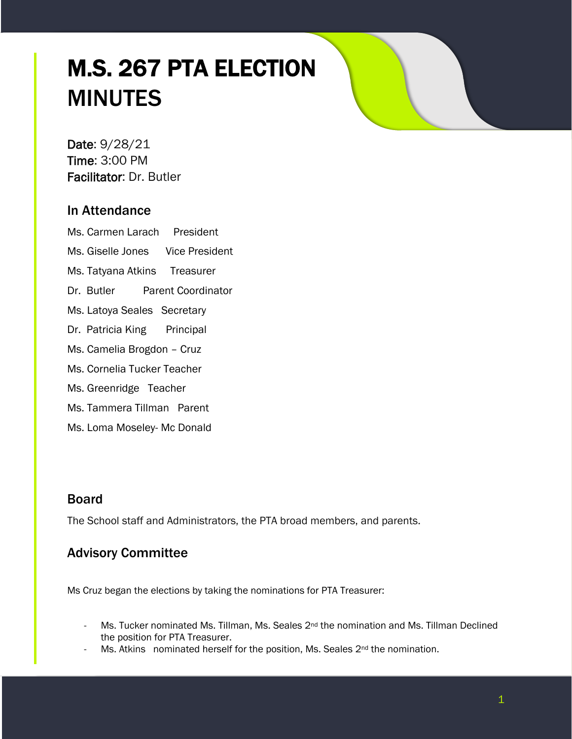# M.S. 267 PTA ELECTION MINUTES

**Date**: 9/28/21
**Time**: 3:00 PM
**Facilitator**: Dr. Butler

## In Attendance

Ms. Carmen Larach President

Ms. Giselle Jones Vice President

Ms. Tatyana Atkins Treasurer

Dr. Butler Parent Coordinator

Ms. Latoya Seales Secretary

Dr. Patricia King Principal

Ms. Camelia Brogdon – Cruz

Ms. Cornelia Tucker Teacher

Ms. Greenridge Teacher

Ms. Tammera Tillman Parent

Ms. Loma Moseley- Mc Donald

## Board

The School staff and Administrators, the PTA broad members, and parents.

## Advisory Committee

Ms Cruz began the elections by taking the nominations for PTA Treasurer:

- Ms. Tucker nominated Ms. Tillman, Ms. Seales 2nd the nomination and Ms. Tillman Declined the position for PTA Treasurer.
- Ms. Atkins nominated herself for the position, Ms. Seales 2nd the nomination.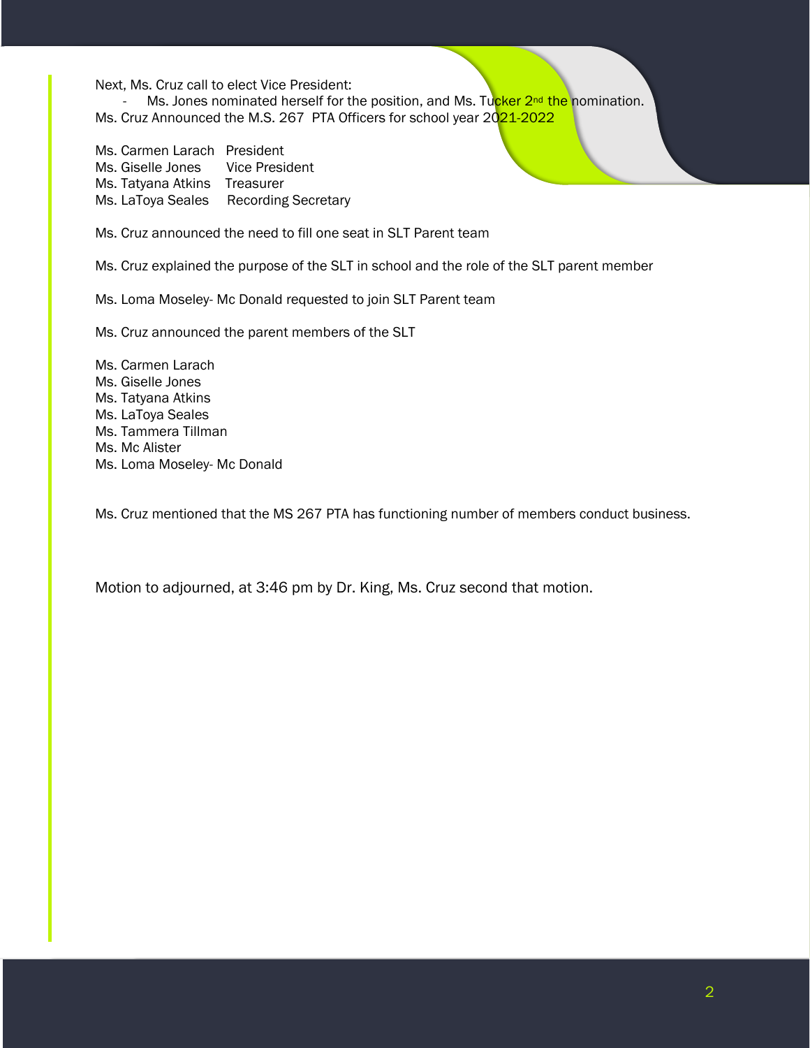Next, Ms. Cruz call to elect Vice President:

- Ms. Jones nominated herself for the position, and Ms. Tucker 2nd the nomination.

Ms. Cruz Announced the M.S. 267 PTA Officers for school year 2021-2022

| | |
|---|---|
| Ms. Carmen Larach | President |
| Ms. Giselle Jones | Vice President |
| Ms. Tatyana Atkins | Treasurer |
| Ms. LaToya Seales | Recording Secretary |

Ms. Cruz announced the need to fill one seat in SLT Parent team

Ms. Cruz explained the purpose of the SLT in school and the role of the SLT parent member

Ms. Loma Moseley- Mc Donald requested to join SLT Parent team

Ms. Cruz announced the parent members of the SLT

Ms. Carmen Larach
Ms. Giselle Jones
Ms. Tatyana Atkins
Ms. LaToya Seales
Ms. Tammera Tillman
Ms. Mc Alister
Ms. Loma Moseley- Mc Donald

Ms. Cruz mentioned that the MS 267 PTA has functioning number of members conduct business.

Motion to adjourned, at 3:46 pm by Dr. King, Ms. Cruz second that motion.